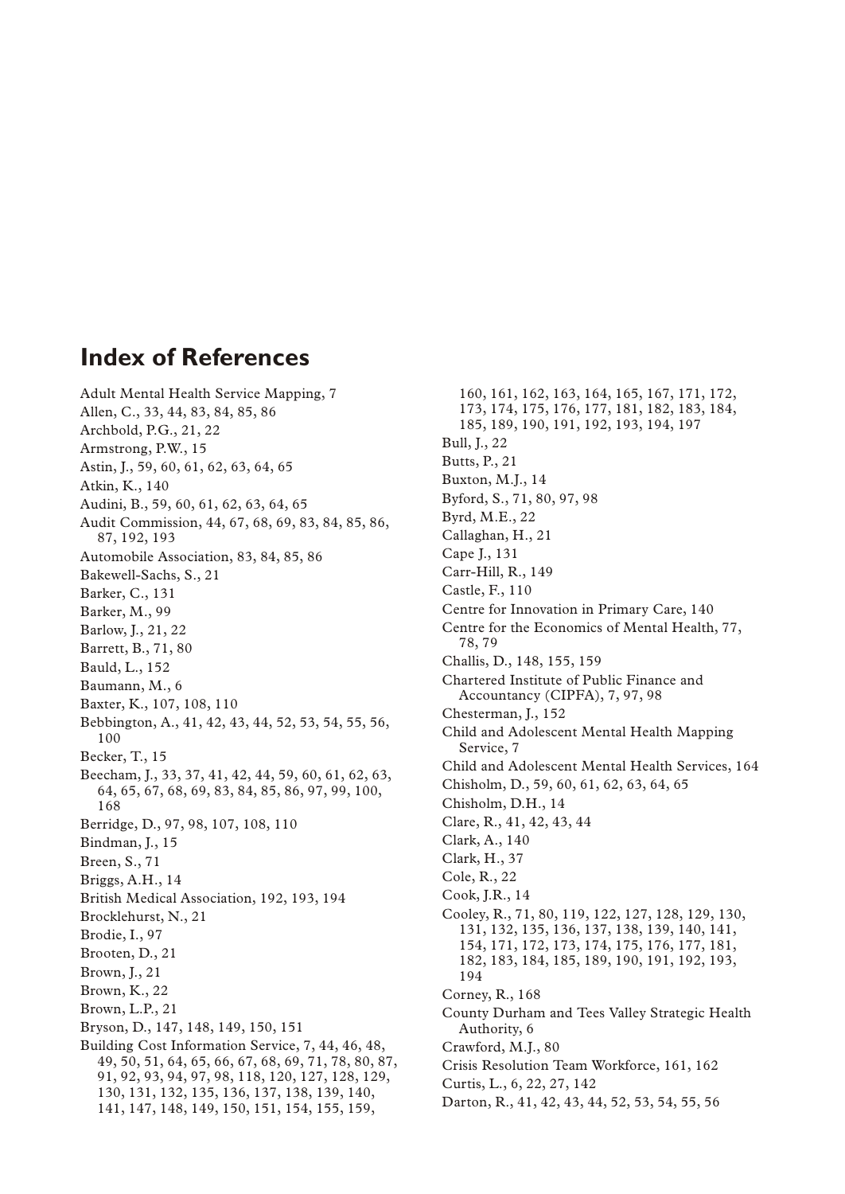# Index of References

Adult Mental Health Service Mapping, 7
Allen, C., 33, 44, 83, 84, 85, 86
Archbold, P.G., 21, 22
Armstrong, P.W., 15
Astin, J., 59, 60, 61, 62, 63, 64, 65
Atkin, K., 140
Audini, B., 59, 60, 61, 62, 63, 64, 65
Audit Commission, 44, 67, 68, 69, 83, 84, 85, 86, 87, 192, 193
Automobile Association, 83, 84, 85, 86
Bakewell-Sachs, S., 21
Barker, C., 131
Barker, M., 99
Barlow, J., 21, 22
Barrett, B., 71, 80
Bauld, L., 152
Baumann, M., 6
Baxter, K., 107, 108, 110
Bebbington, A., 41, 42, 43, 44, 52, 53, 54, 55, 56, 100
Becker, T., 15
Beecham, J., 33, 37, 41, 42, 44, 59, 60, 61, 62, 63, 64, 65, 67, 68, 69, 83, 84, 85, 86, 97, 99, 100, 168
Berridge, D., 97, 98, 107, 108, 110
Bindman, J., 15
Breen, S., 71
Briggs, A.H., 14
British Medical Association, 192, 193, 194
Brocklehurst, N., 21
Brodie, I., 97
Brooten, D., 21
Brown, J., 21
Brown, K., 22
Brown, L.P., 21
Bryson, D., 147, 148, 149, 150, 151
Building Cost Information Service, 7, 44, 46, 48, 49, 50, 51, 64, 65, 66, 67, 68, 69, 71, 78, 80, 87, 91, 92, 93, 94, 97, 98, 118, 120, 127, 128, 129, 130, 131, 132, 135, 136, 137, 138, 139, 140, 141, 147, 148, 149, 150, 151, 154, 155, 159, 160, 161, 162, 163, 164, 165, 167, 171, 172, 173, 174, 175, 176, 177, 181, 182, 183, 184, 185, 189, 190, 191, 192, 193, 194, 197
Bull, J., 22
Butts, P., 21
Buxton, M.J., 14
Byford, S., 71, 80, 97, 98
Byrd, M.E., 22
Callaghan, H., 21
Cape J., 131
Carr-Hill, R., 149
Castle, F., 110
Centre for Innovation in Primary Care, 140
Centre for the Economics of Mental Health, 77, 78, 79
Challis, D., 148, 155, 159
Chartered Institute of Public Finance and Accountancy (CIPFA), 7, 97, 98
Chesterman, J., 152
Child and Adolescent Mental Health Mapping Service, 7
Child and Adolescent Mental Health Services, 164
Chisholm, D., 59, 60, 61, 62, 63, 64, 65
Chisholm, D.H., 14
Clare, R., 41, 42, 43, 44
Clark, A., 140
Clark, H., 37
Cole, R., 22
Cook, J.R., 14
Cooley, R., 71, 80, 119, 122, 127, 128, 129, 130, 131, 132, 135, 136, 137, 138, 139, 140, 141, 154, 171, 172, 173, 174, 175, 176, 177, 181, 182, 183, 184, 185, 189, 190, 191, 192, 193, 194
Corney, R., 168
County Durham and Tees Valley Strategic Health Authority, 6
Crawford, M.J., 80
Crisis Resolution Team Workforce, 161, 162
Curtis, L., 6, 22, 27, 142
Darton, R., 41, 42, 43, 44, 52, 53, 54, 55, 56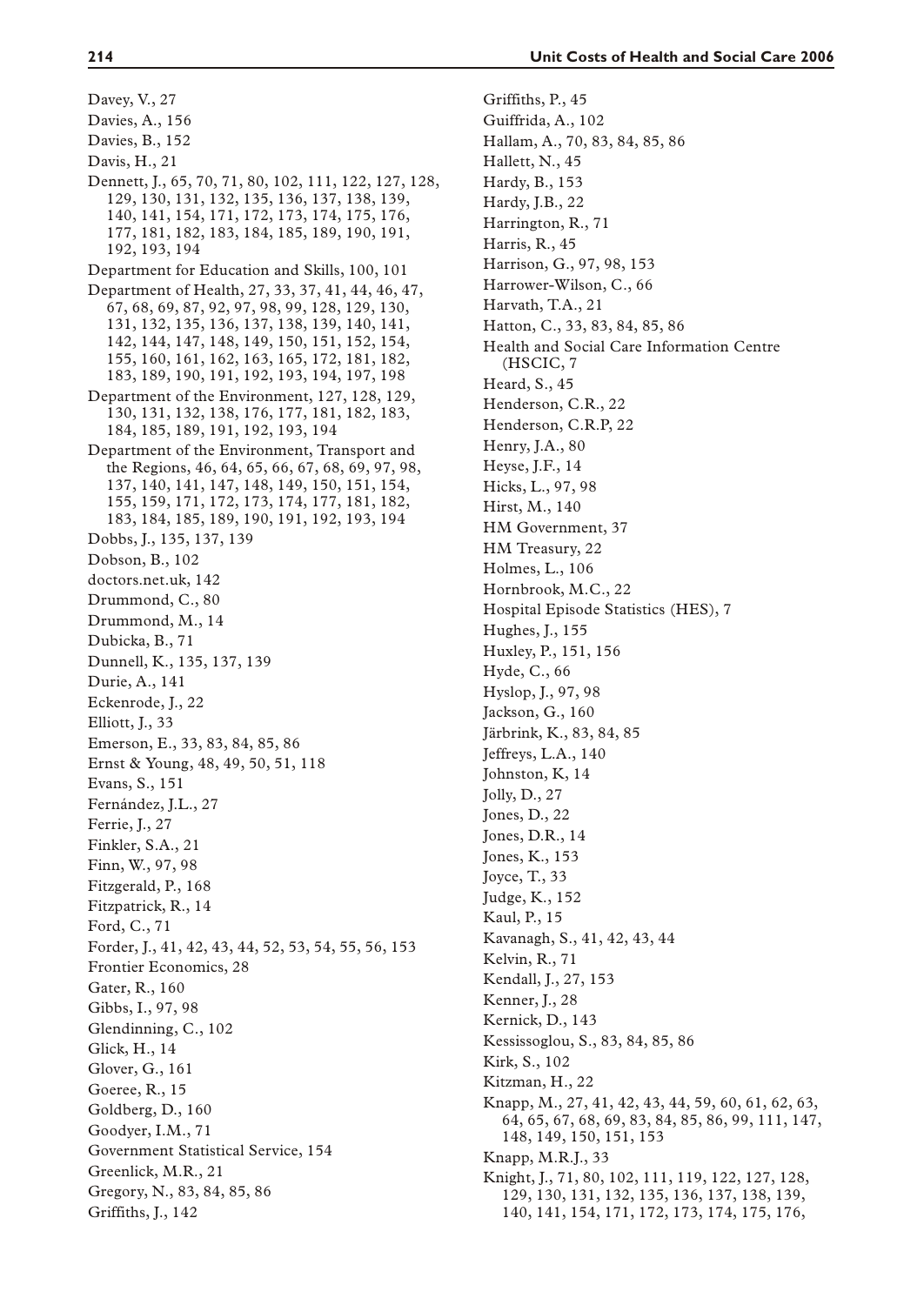Davey, V., 27
Davies, A., 156
Davies, B., 152
Davis, H., 21
Dennett, J., 65, 70, 71, 80, 102, 111, 122, 127, 128, 129, 130, 131, 132, 135, 136, 137, 138, 139, 140, 141, 154, 171, 172, 173, 174, 175, 176, 177, 181, 182, 183, 184, 185, 189, 190, 191, 192, 193, 194
Department for Education and Skills, 100, 101
Department of Health, 27, 33, 37, 41, 44, 46, 47, 67, 68, 69, 87, 92, 97, 98, 99, 128, 129, 130, 131, 132, 135, 136, 137, 138, 139, 140, 141, 142, 144, 147, 148, 149, 150, 151, 152, 154, 155, 160, 161, 162, 163, 165, 172, 181, 182, 183, 189, 190, 191, 192, 193, 194, 197, 198
Department of the Environment, 127, 128, 129, 130, 131, 132, 138, 176, 177, 181, 182, 183, 184, 185, 189, 191, 192, 193, 194
Department of the Environment, Transport and the Regions, 46, 64, 65, 66, 67, 68, 69, 97, 98, 137, 140, 141, 147, 148, 149, 150, 151, 154, 155, 159, 171, 172, 173, 174, 177, 181, 182, 183, 184, 185, 189, 190, 191, 192, 193, 194
Dobbs, J., 135, 137, 139
Dobson, B., 102
doctors.net.uk, 142
Drummond, C., 80
Drummond, M., 14
Dubicka, B., 71
Dunnell, K., 135, 137, 139
Durie, A., 141
Eckenrode, J., 22
Elliott, J., 33
Emerson, E., 33, 83, 84, 85, 86
Ernst & Young, 48, 49, 50, 51, 118
Evans, S., 151
Fernández, J.L., 27
Ferrie, J., 27
Finkler, S.A., 21
Finn, W., 97, 98
Fitzgerald, P., 168
Fitzpatrick, R., 14
Ford, C., 71
Forder, J., 41, 42, 43, 44, 52, 53, 54, 55, 56, 153
Frontier Economics, 28
Gater, R., 160
Gibbs, I., 97, 98
Glendinning, C., 102
Glick, H., 14
Glover, G., 161
Goeree, R., 15
Goldberg, D., 160
Goodyer, I.M., 71
Government Statistical Service, 154
Greenlick, M.R., 21
Gregory, N., 83, 84, 85, 86
Griffiths, J., 142
Griffiths, P., 45
Guiffrida, A., 102
Hallam, A., 70, 83, 84, 85, 86
Hallett, N., 45
Hardy, B., 153
Hardy, J.B., 22
Harrington, R., 71
Harris, R., 45
Harrison, G., 97, 98, 153
Harrower-Wilson, C., 66
Harvath, T.A., 21
Hatton, C., 33, 83, 84, 85, 86
Health and Social Care Information Centre (HSCIC, 7
Heard, S., 45
Henderson, C.R., 22
Henderson, C.R.P, 22
Henry, J.A., 80
Heyse, J.F., 14
Hicks, L., 97, 98
Hirst, M., 140
HM Government, 37
HM Treasury, 22
Holmes, L., 106
Hornbrook, M.C., 22
Hospital Episode Statistics (HES), 7
Hughes, J., 155
Huxley, P., 151, 156
Hyde, C., 66
Hyslop, J., 97, 98
Jackson, G., 160
Järbrink, K., 83, 84, 85
Jeffreys, L.A., 140
Johnston, K, 14
Jolly, D., 27
Jones, D., 22
Jones, D.R., 14
Jones, K., 153
Joyce, T., 33
Judge, K., 152
Kaul, P., 15
Kavanagh, S., 41, 42, 43, 44
Kelvin, R., 71
Kendall, J., 27, 153
Kenner, J., 28
Kernick, D., 143
Kessissoglou, S., 83, 84, 85, 86
Kirk, S., 102
Kitzman, H., 22
Knapp, M., 27, 41, 42, 43, 44, 59, 60, 61, 62, 63, 64, 65, 67, 68, 69, 83, 84, 85, 86, 99, 111, 147, 148, 149, 150, 151, 153
Knapp, M.R.J., 33
Knight, J., 71, 80, 102, 111, 119, 122, 127, 128, 129, 130, 131, 132, 135, 136, 137, 138, 139, 140, 141, 154, 171, 172, 173, 174, 175, 176,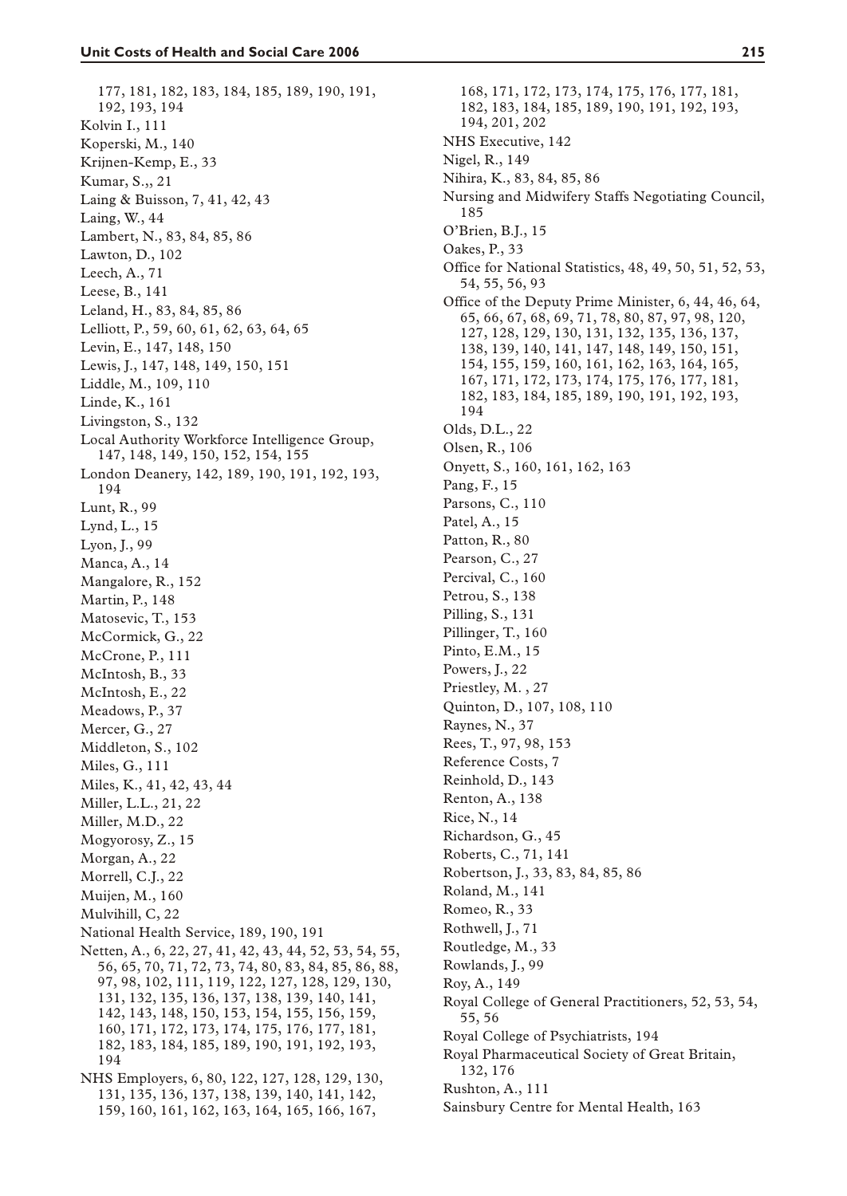177, 181, 182, 183, 184, 185, 189, 190, 191, 192, 193, 194
Kolvin I., 111
Koperski, M., 140
Krijnen-Kemp, E., 33
Kumar, S.,, 21
Laing & Buisson, 7, 41, 42, 43
Laing, W., 44
Lambert, N., 83, 84, 85, 86
Lawton, D., 102
Leech, A., 71
Leese, B., 141
Leland, H., 83, 84, 85, 86
Lelliott, P., 59, 60, 61, 62, 63, 64, 65
Levin, E., 147, 148, 150
Lewis, J., 147, 148, 149, 150, 151
Liddle, M., 109, 110
Linde, K., 161
Livingston, S., 132
Local Authority Workforce Intelligence Group, 147, 148, 149, 150, 152, 154, 155
London Deanery, 142, 189, 190, 191, 192, 193, 194
Lunt, R., 99
Lynd, L., 15
Lyon, J., 99
Manca, A., 14
Mangalore, R., 152
Martin, P., 148
Matosevic, T., 153
McCormick, G., 22
McCrone, P., 111
McIntosh, B., 33
McIntosh, E., 22
Meadows, P., 37
Mercer, G., 27
Middleton, S., 102
Miles, G., 111
Miles, K., 41, 42, 43, 44
Miller, L.L., 21, 22
Miller, M.D., 22
Mogyorosy, Z., 15
Morgan, A., 22
Morrell, C.J., 22
Muijen, M., 160
Mulvihill, C, 22
National Health Service, 189, 190, 191
Netten, A., 6, 22, 27, 41, 42, 43, 44, 52, 53, 54, 55, 56, 65, 70, 71, 72, 73, 74, 80, 83, 84, 85, 86, 88, 97, 98, 102, 111, 119, 122, 127, 128, 129, 130, 131, 132, 135, 136, 137, 138, 139, 140, 141, 142, 143, 148, 150, 153, 154, 155, 156, 159, 160, 171, 172, 173, 174, 175, 176, 177, 181, 182, 183, 184, 185, 189, 190, 191, 192, 193, 194
NHS Employers, 6, 80, 122, 127, 128, 129, 130, 131, 135, 136, 137, 138, 139, 140, 141, 142, 159, 160, 161, 162, 163, 164, 165, 166, 167, 168, 171, 172, 173, 174, 175, 176, 177, 181, 182, 183, 184, 185, 189, 190, 191, 192, 193, 194, 201, 202
NHS Executive, 142
Nigel, R., 149
Nihira, K., 83, 84, 85, 86
Nursing and Midwifery Staffs Negotiating Council, 185
O'Brien, B.J., 15
Oakes, P., 33
Office for National Statistics, 48, 49, 50, 51, 52, 53, 54, 55, 56, 93
Office of the Deputy Prime Minister, 6, 44, 46, 64, 65, 66, 67, 68, 69, 71, 78, 80, 87, 97, 98, 120, 127, 128, 129, 130, 131, 132, 135, 136, 137, 138, 139, 140, 141, 147, 148, 149, 150, 151, 154, 155, 159, 160, 161, 162, 163, 164, 165, 167, 171, 172, 173, 174, 175, 176, 177, 181, 182, 183, 184, 185, 189, 190, 191, 192, 193, 194
Olds, D.L., 22
Olsen, R., 106
Onyett, S., 160, 161, 162, 163
Pang, F., 15
Parsons, C., 110
Patel, A., 15
Patton, R., 80
Pearson, C., 27
Percival, C., 160
Petrou, S., 138
Pilling, S., 131
Pillinger, T., 160
Pinto, E.M., 15
Powers, J., 22
Priestley, M. , 27
Quinton, D., 107, 108, 110
Raynes, N., 37
Rees, T., 97, 98, 153
Reference Costs, 7
Reinhold, D., 143
Renton, A., 138
Rice, N., 14
Richardson, G., 45
Roberts, C., 71, 141
Robertson, J., 33, 83, 84, 85, 86
Roland, M., 141
Romeo, R., 33
Rothwell, J., 71
Routledge, M., 33
Rowlands, J., 99
Roy, A., 149
Royal College of General Practitioners, 52, 53, 54, 55, 56
Royal College of Psychiatrists, 194
Royal Pharmaceutical Society of Great Britain, 132, 176
Rushton, A., 111
Sainsbury Centre for Mental Health, 163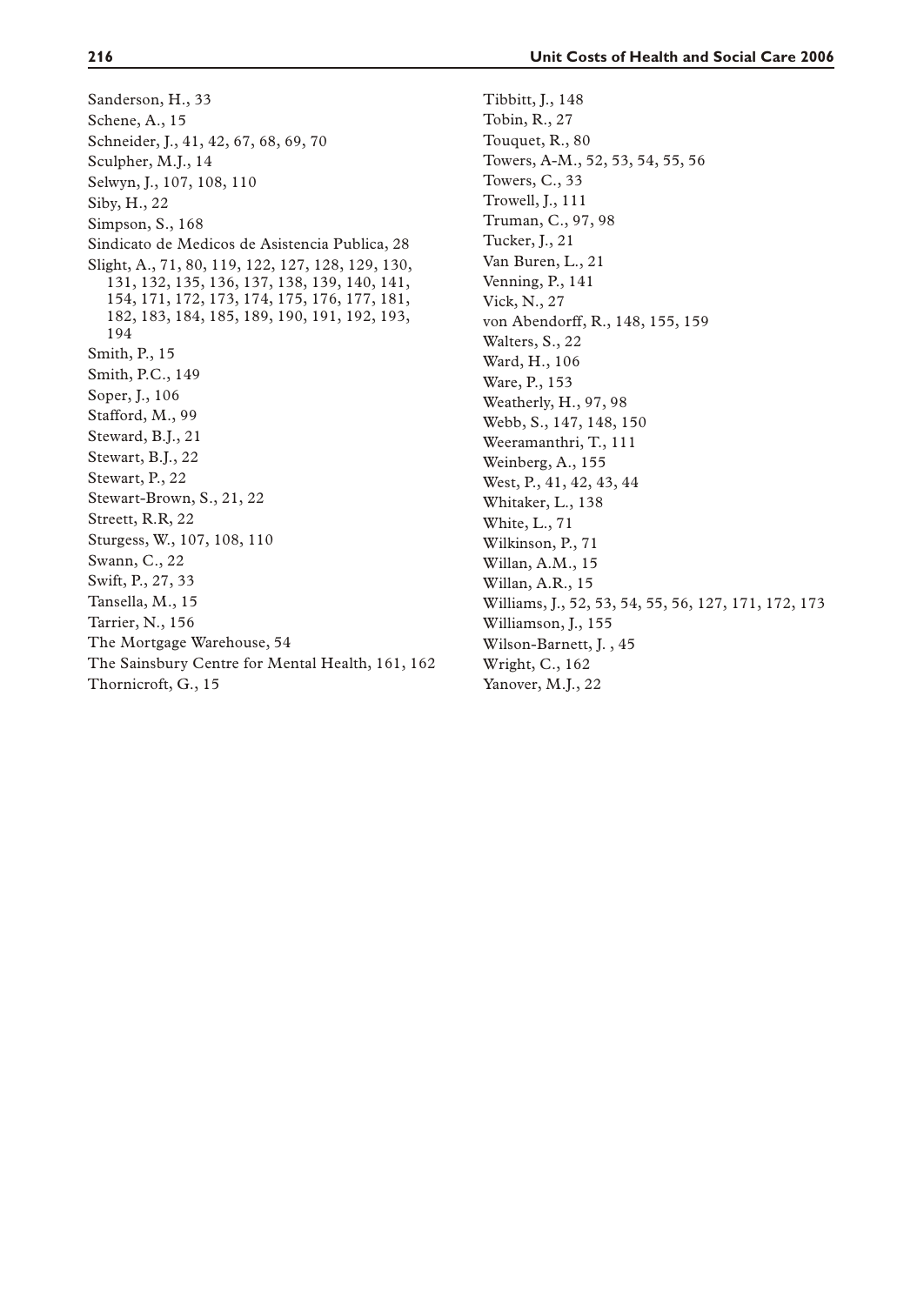Sanderson, H., 33
Schene, A., 15
Schneider, J., 41, 42, 67, 68, 69, 70
Sculpher, M.J., 14
Selwyn, J., 107, 108, 110
Siby, H., 22
Simpson, S., 168
Sindicato de Medicos de Asistencia Publica, 28
Slight, A., 71, 80, 119, 122, 127, 128, 129, 130, 131, 132, 135, 136, 137, 138, 139, 140, 141, 154, 171, 172, 173, 174, 175, 176, 177, 181, 182, 183, 184, 185, 189, 190, 191, 192, 193, 194
Smith, P., 15
Smith, P.C., 149
Soper, J., 106
Stafford, M., 99
Steward, B.J., 21
Stewart, B.J., 22
Stewart, P., 22
Stewart-Brown, S., 21, 22
Streett, R.R, 22
Sturgess, W., 107, 108, 110
Swann, C., 22
Swift, P., 27, 33
Tansella, M., 15
Tarrier, N., 156
The Mortgage Warehouse, 54
The Sainsbury Centre for Mental Health, 161, 162
Thornicroft, G., 15
Tibbitt, J., 148
Tobin, R., 27
Touquet, R., 80
Towers, A-M., 52, 53, 54, 55, 56
Towers, C., 33
Trowell, J., 111
Truman, C., 97, 98
Tucker, J., 21
Van Buren, L., 21
Venning, P., 141
Vick, N., 27
von Abendorff, R., 148, 155, 159
Walters, S., 22
Ward, H., 106
Ware, P., 153
Weatherly, H., 97, 98
Webb, S., 147, 148, 150
Weeramanthri, T., 111
Weinberg, A., 155
West, P., 41, 42, 43, 44
Whitaker, L., 138
White, L., 71
Wilkinson, P., 71
Willan, A.M., 15
Willan, A.R., 15
Williams, J., 52, 53, 54, 55, 56, 127, 171, 172, 173
Williamson, J., 155
Wilson-Barnett, J. , 45
Wright, C., 162
Yanover, M.J., 22